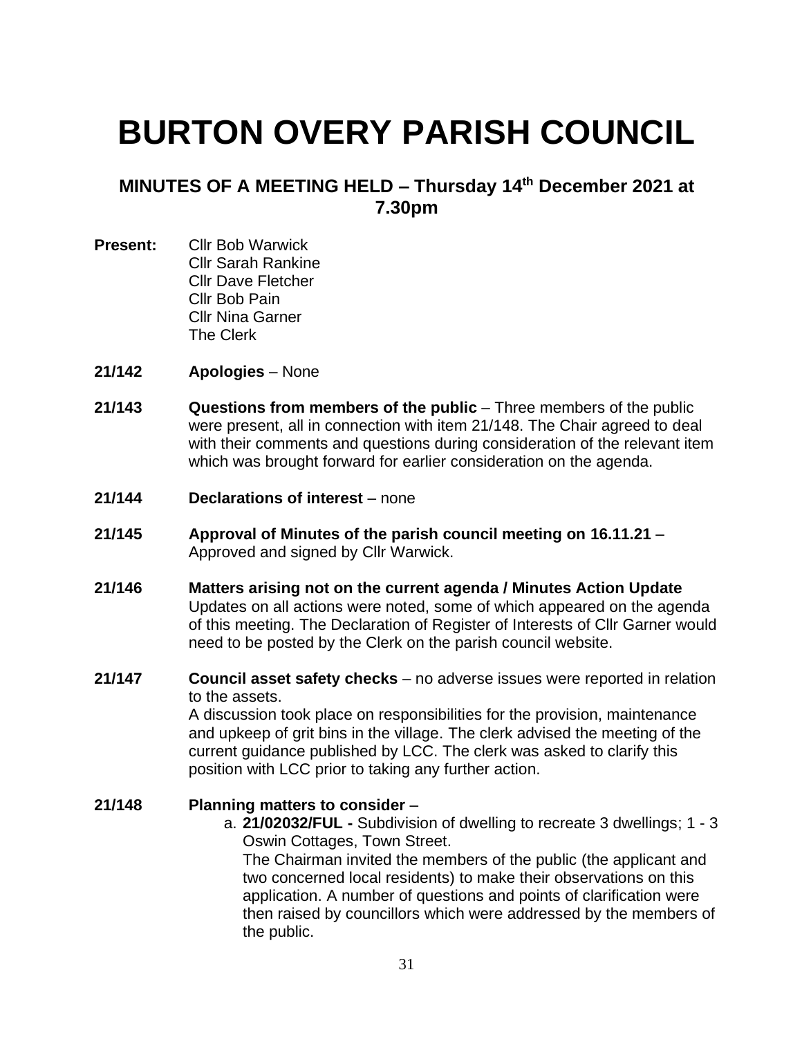# BURTON OVERY PARISH COUNCIL

## MINUTES OF A MEETING HELD – Thursday 14th December 2021 at 7.30pm

**Present:** Cllr Bob Warwick
Cllr Sarah Rankine
Cllr Dave Fletcher
Cllr Bob Pain
Cllr Nina Garner
The Clerk

**21/142** **Apologies** – None

**21/143** **Questions from members of the public** – Three members of the public were present, all in connection with item 21/148. The Chair agreed to deal with their comments and questions during consideration of the relevant item which was brought forward for earlier consideration on the agenda.

**21/144** **Declarations of interest** – none

**21/145** **Approval of Minutes of the parish council meeting on 16.11.21** – Approved and signed by Cllr Warwick.

**21/146** **Matters arising not on the current agenda / Minutes Action Update**
Updates on all actions were noted, some of which appeared on the agenda of this meeting. The Declaration of Register of Interests of Cllr Garner would need to be posted by the Clerk on the parish council website.

**21/147** **Council asset safety checks** – no adverse issues were reported in relation to the assets.
A discussion took place on responsibilities for the provision, maintenance and upkeep of grit bins in the village. The clerk advised the meeting of the current guidance published by LCC. The clerk was asked to clarify this position with LCC prior to taking any further action.

**21/148** **Planning matters to consider** –

a. **21/02032/FUL -** Subdivision of dwelling to recreate 3 dwellings; 1 - 3 Oswin Cottages, Town Street.
The Chairman invited the members of the public (the applicant and two concerned local residents) to make their observations on this application. A number of questions and points of clarification were then raised by councillors which were addressed by the members of the public.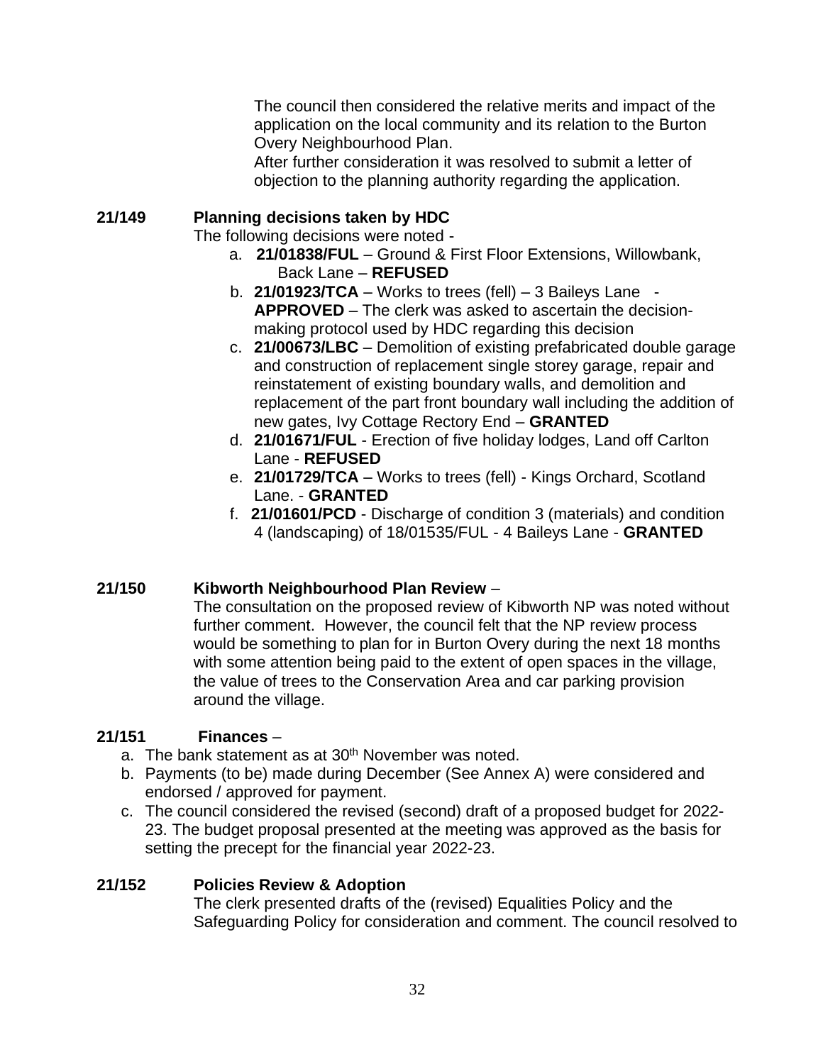The council then considered the relative merits and impact of the application on the local community and its relation to the Burton Overy Neighbourhood Plan.
After further consideration it was resolved to submit a letter of objection to the planning authority regarding the application.

**21/149 Planning decisions taken by HDC**

The following decisions were noted -

a. **21/01838/FUL** – Ground & First Floor Extensions, Willowbank, Back Lane – **REFUSED**
b. **21/01923/TCA** – Works to trees (fell) – 3 Baileys Lane - **APPROVED** – The clerk was asked to ascertain the decision-making protocol used by HDC regarding this decision
c. **21/00673/LBC** – Demolition of existing prefabricated double garage and construction of replacement single storey garage, repair and reinstatement of existing boundary walls, and demolition and replacement of the part front boundary wall including the addition of new gates, Ivy Cottage Rectory End – **GRANTED**
d. **21/01671/FUL** - Erection of five holiday lodges, Land off Carlton Lane - **REFUSED**
e. **21/01729/TCA** – Works to trees (fell) - Kings Orchard, Scotland Lane. - **GRANTED**
f. **21/01601/PCD** - Discharge of condition 3 (materials) and condition 4 (landscaping) of 18/01535/FUL - 4 Baileys Lane - **GRANTED**

**21/150 Kibworth Neighbourhood Plan Review** –

The consultation on the proposed review of Kibworth NP was noted without further comment. However, the council felt that the NP review process would be something to plan for in Burton Overy during the next 18 months with some attention being paid to the extent of open spaces in the village, the value of trees to the Conservation Area and car parking provision around the village.

**21/151 Finances** –

a. The bank statement as at 30th November was noted.
b. Payments (to be) made during December (See Annex A) were considered and endorsed / approved for payment.
c. The council considered the revised (second) draft of a proposed budget for 2022-23. The budget proposal presented at the meeting was approved as the basis for setting the precept for the financial year 2022-23.

**21/152 Policies Review & Adoption**

The clerk presented drafts of the (revised) Equalities Policy and the Safeguarding Policy for consideration and comment. The council resolved to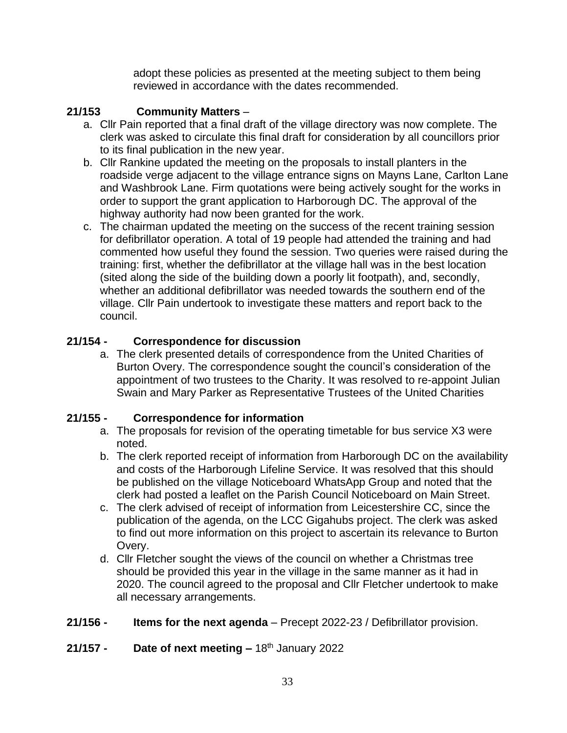adopt these policies as presented at the meeting subject to them being reviewed in accordance with the dates recommended.

**21/153 Community Matters** –

a. Cllr Pain reported that a final draft of the village directory was now complete. The clerk was asked to circulate this final draft for consideration by all councillors prior to its final publication in the new year.
b. Cllr Rankine updated the meeting on the proposals to install planters in the roadside verge adjacent to the village entrance signs on Mayns Lane, Carlton Lane and Washbrook Lane. Firm quotations were being actively sought for the works in order to support the grant application to Harborough DC. The approval of the highway authority had now been granted for the work.
c. The chairman updated the meeting on the success of the recent training session for defibrillator operation. A total of 19 people had attended the training and had commented how useful they found the session. Two queries were raised during the training: first, whether the defibrillator at the village hall was in the best location (sited along the side of the building down a poorly lit footpath), and, secondly, whether an additional defibrillator was needed towards the southern end of the village. Cllr Pain undertook to investigate these matters and report back to the council.

**21/154 - Correspondence for discussion**

a. The clerk presented details of correspondence from the United Charities of Burton Overy. The correspondence sought the council's consideration of the appointment of two trustees to the Charity. It was resolved to re-appoint Julian Swain and Mary Parker as Representative Trustees of the United Charities

**21/155 - Correspondence for information**

a. The proposals for revision of the operating timetable for bus service X3 were noted.
b. The clerk reported receipt of information from Harborough DC on the availability and costs of the Harborough Lifeline Service. It was resolved that this should be published on the village Noticeboard WhatsApp Group and noted that the clerk had posted a leaflet on the Parish Council Noticeboard on Main Street.
c. The clerk advised of receipt of information from Leicestershire CC, since the publication of the agenda, on the LCC Gigahubs project. The clerk was asked to find out more information on this project to ascertain its relevance to Burton Overy.
d. Cllr Fletcher sought the views of the council on whether a Christmas tree should be provided this year in the village in the same manner as it had in 2020. The council agreed to the proposal and Cllr Fletcher undertook to make all necessary arrangements.

**21/156 - Items for the next agenda** – Precept 2022-23 / Defibrillator provision.

**21/157 - Date of next meeting –** 18th January 2022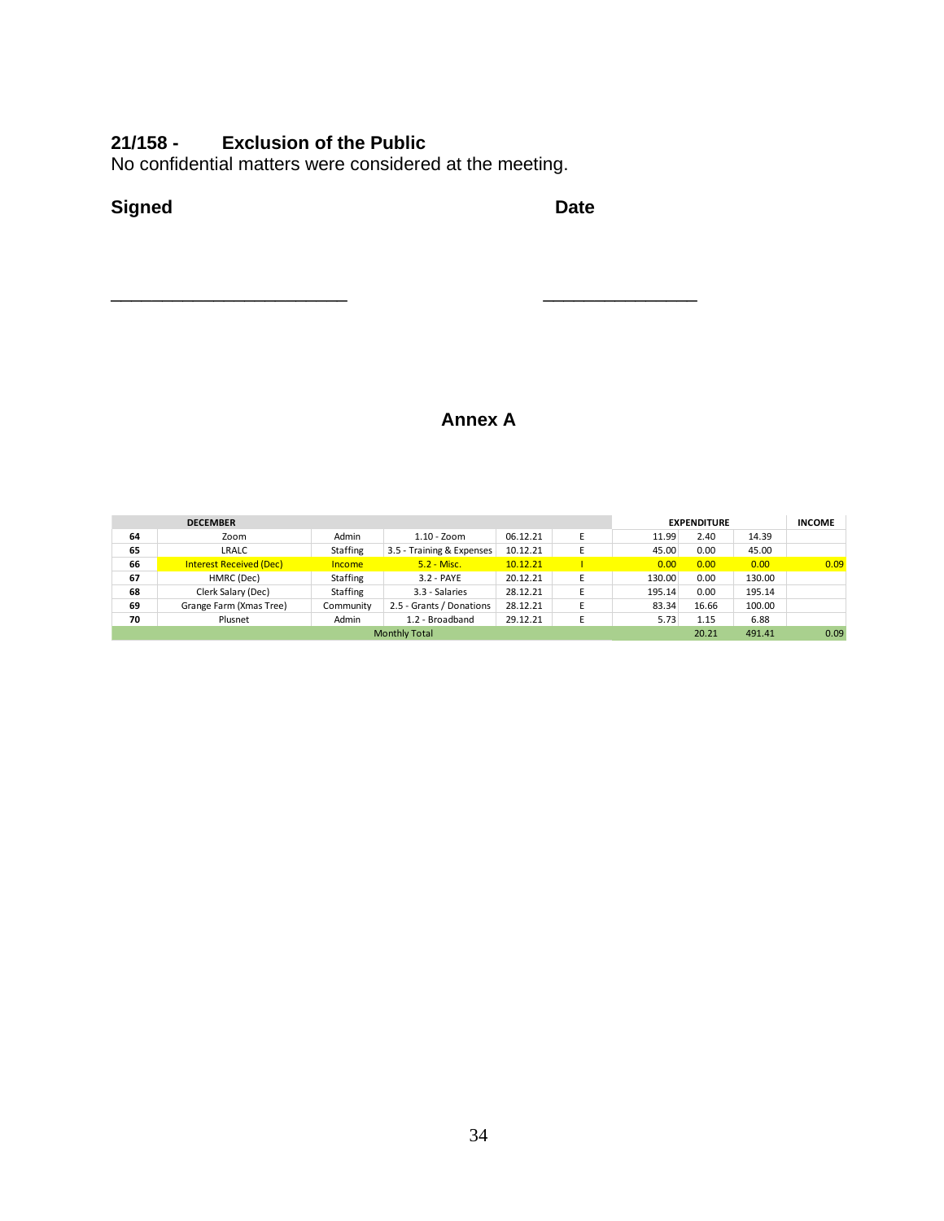## 21/158 - Exclusion of the Public

No confidential matters were considered at the meeting.

**Signed** **Date**

\_\_\_\_\_\_\_\_\_\_\_\_\_\_\_\_\_\_\_\_\_\_\_\_\_\_ \_\_\_\_\_\_\_\_\_\_\_\_\_\_\_\_\_

## Annex A

| | DECEMBER | | | | | EXPENDITURE | | | INCOME |
|---|---|---|---|---|---|---|---|---|---|
| 64 | Zoom | Admin | 1.10 - Zoom | 06.12.21 | E | 11.99 | 2.40 | 14.39 | |
| 65 | LRALC | Staffing | 3.5 - Training & Expenses | 10.12.21 | E | 45.00 | 0.00 | 45.00 | |
| 66 | Interest Received (Dec) | Income | 5.2 - Misc. | 10.12.21 | I | 0.00 | 0.00 | 0.00 | 0.09 |
| 67 | HMRC (Dec) | Staffing | 3.2 - PAYE | 20.12.21 | E | 130.00 | 0.00 | 130.00 | |
| 68 | Clerk Salary (Dec) | Staffing | 3.3 - Salaries | 28.12.21 | E | 195.14 | 0.00 | 195.14 | |
| 69 | Grange Farm (Xmas Tree) | Community | 2.5 - Grants / Donations | 28.12.21 | E | 83.34 | 16.66 | 100.00 | |
| 70 | Plusnet | Admin | 1.2 - Broadband | 29.12.21 | E | 5.73 | 1.15 | 6.88 | |
| | Monthly Total | | | | | | 20.21 | 491.41 | 0.09 |